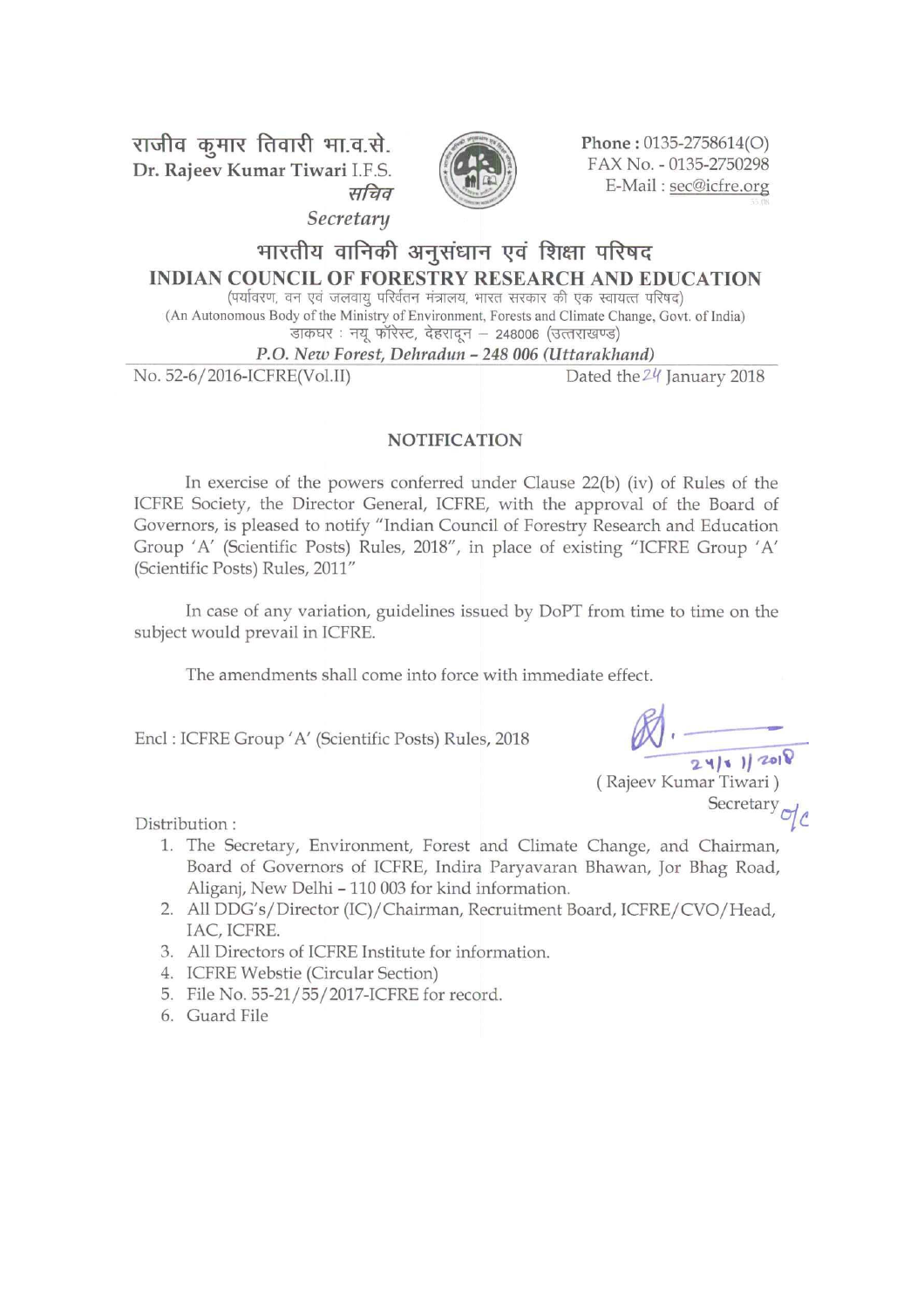राजीव कुमार तिवारी भा.व.से.
**Dr. Rajeev Kumar Tiwari** I.F.S.
*सचिव*
*Secretary*

**Phone :** 0135-2758614(O)
FAX No. - 0135-2750298
E-Mail : sec@icfre.org

# भारतीय वानिकी अनुसंधान एवं शिक्षा परिषद
# INDIAN COUNCIL OF FORESTRY RESEARCH AND EDUCATION

(पर्यावरण, वन एवं जलवायु परिवर्तन मंत्रालय, भारत सरकार की एक स्वायत्त परिषद)
(An Autonomous Body of the Ministry of Environment, Forests and Climate Change, Govt. of India)
डाकघर : न्यू फॉरेस्ट, देहरादून – 248006 (उत्तराखण्ड)
***P.O. New Forest, Dehradun – 248 006 (Uttarakhand)***

No. 52-6/2016-ICFRE(Vol.II) Dated the 24 January 2018

## NOTIFICATION

In exercise of the powers conferred under Clause 22(b) (iv) of Rules of the ICFRE Society, the Director General, ICFRE, with the approval of the Board of Governors, is pleased to notify "Indian Council of Forestry Research and Education Group 'A' (Scientific Posts) Rules, 2018", in place of existing "ICFRE Group 'A' (Scientific Posts) Rules, 2011"

In case of any variation, guidelines issued by DoPT from time to time on the subject would prevail in ICFRE.

The amendments shall come into force with immediate effect.

Encl : ICFRE Group 'A' (Scientific Posts) Rules, 2018

24/1/2018
( Rajeev Kumar Tiwari )
Secretary

Distribution :

1. The Secretary, Environment, Forest and Climate Change, and Chairman, Board of Governors of ICFRE, Indira Paryavaran Bhawan, Jor Bhag Road, Aliganj, New Delhi – 110 003 for kind information.
2. All DDG's/Director (IC)/Chairman, Recruitment Board, ICFRE/CVO/Head, IAC, ICFRE.
3. All Directors of ICFRE Institute for information.
4. ICFRE Webstie (Circular Section)
5. File No. 55-21/55/2017-ICFRE for record.
6. Guard File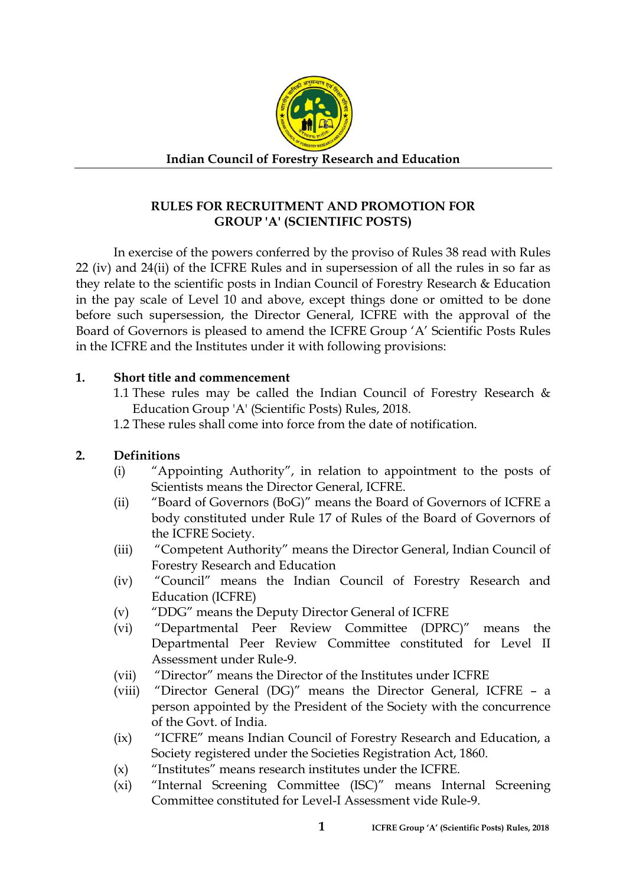**Indian Council of Forestry Research and Education**

## RULES FOR RECRUITMENT AND PROMOTION FOR GROUP 'A' (SCIENTIFIC POSTS)

In exercise of the powers conferred by the proviso of Rules 38 read with Rules 22 (iv) and 24(ii) of the ICFRE Rules and in supersession of all the rules in so far as they relate to the scientific posts in Indian Council of Forestry Research & Education in the pay scale of Level 10 and above, except things done or omitted to be done before such supersession, the Director General, ICFRE with the approval of the Board of Governors is pleased to amend the ICFRE Group 'A' Scientific Posts Rules in the ICFRE and the Institutes under it with following provisions:

**1. Short title and commencement**

1.1 These rules may be called the Indian Council of Forestry Research & Education Group 'A' (Scientific Posts) Rules, 2018.

1.2 These rules shall come into force from the date of notification.

**2. Definitions**

(i) "Appointing Authority", in relation to appointment to the posts of Scientists means the Director General, ICFRE.

(ii) "Board of Governors (BoG)" means the Board of Governors of ICFRE a body constituted under Rule 17 of Rules of the Board of Governors of the ICFRE Society.

(iii) "Competent Authority" means the Director General, Indian Council of Forestry Research and Education

(iv) "Council" means the Indian Council of Forestry Research and Education (ICFRE)

(v) "DDG" means the Deputy Director General of ICFRE

(vi) "Departmental Peer Review Committee (DPRC)" means the Departmental Peer Review Committee constituted for Level II Assessment under Rule-9.

(vii) "Director" means the Director of the Institutes under ICFRE

(viii) "Director General (DG)" means the Director General, ICFRE – a person appointed by the President of the Society with the concurrence of the Govt. of India.

(ix) "ICFRE" means Indian Council of Forestry Research and Education, a Society registered under the Societies Registration Act, 1860.

(x) "Institutes" means research institutes under the ICFRE.

(xi) "Internal Screening Committee (ISC)" means Internal Screening Committee constituted for Level-I Assessment vide Rule-9.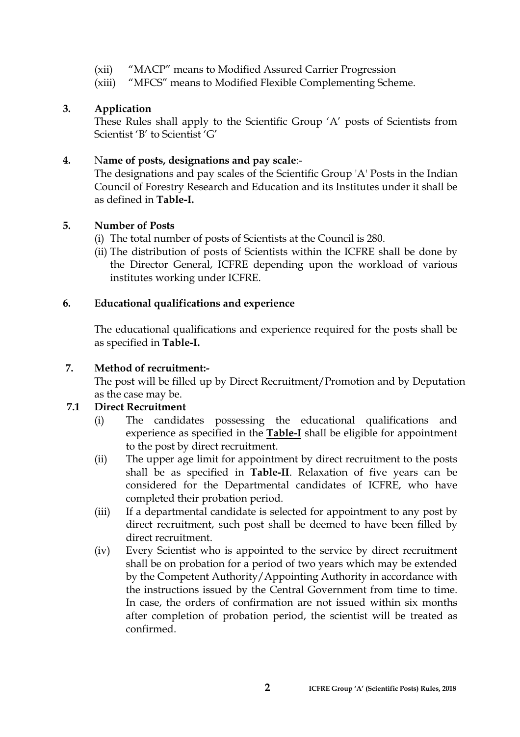(xii) "MACP" means to Modified Assured Carrier Progression

(xiii) "MFCS" means to Modified Flexible Complementing Scheme.

**3. Application**

These Rules shall apply to the Scientific Group 'A' posts of Scientists from Scientist 'B' to Scientist 'G'

**4. Name of posts, designations and pay scale**:-

The designations and pay scales of the Scientific Group 'A' Posts in the Indian Council of Forestry Research and Education and its Institutes under it shall be as defined in **Table-I.**

**5. Number of Posts**

(i) The total number of posts of Scientists at the Council is 280.

(ii) The distribution of posts of Scientists within the ICFRE shall be done by the Director General, ICFRE depending upon the workload of various institutes working under ICFRE.

**6. Educational qualifications and experience**

The educational qualifications and experience required for the posts shall be as specified in **Table-I.**

**7. Method of recruitment:-**

The post will be filled up by Direct Recruitment/Promotion and by Deputation as the case may be.

**7.1 Direct Recruitment**

(i) The candidates possessing the educational qualifications and experience as specified in the **Table-I** shall be eligible for appointment to the post by direct recruitment.

(ii) The upper age limit for appointment by direct recruitment to the posts shall be as specified in **Table-II**. Relaxation of five years can be considered for the Departmental candidates of ICFRE, who have completed their probation period.

(iii) If a departmental candidate is selected for appointment to any post by direct recruitment, such post shall be deemed to have been filled by direct recruitment.

(iv) Every Scientist who is appointed to the service by direct recruitment shall be on probation for a period of two years which may be extended by the Competent Authority/Appointing Authority in accordance with the instructions issued by the Central Government from time to time. In case, the orders of confirmation are not issued within six months after completion of probation period, the scientist will be treated as confirmed.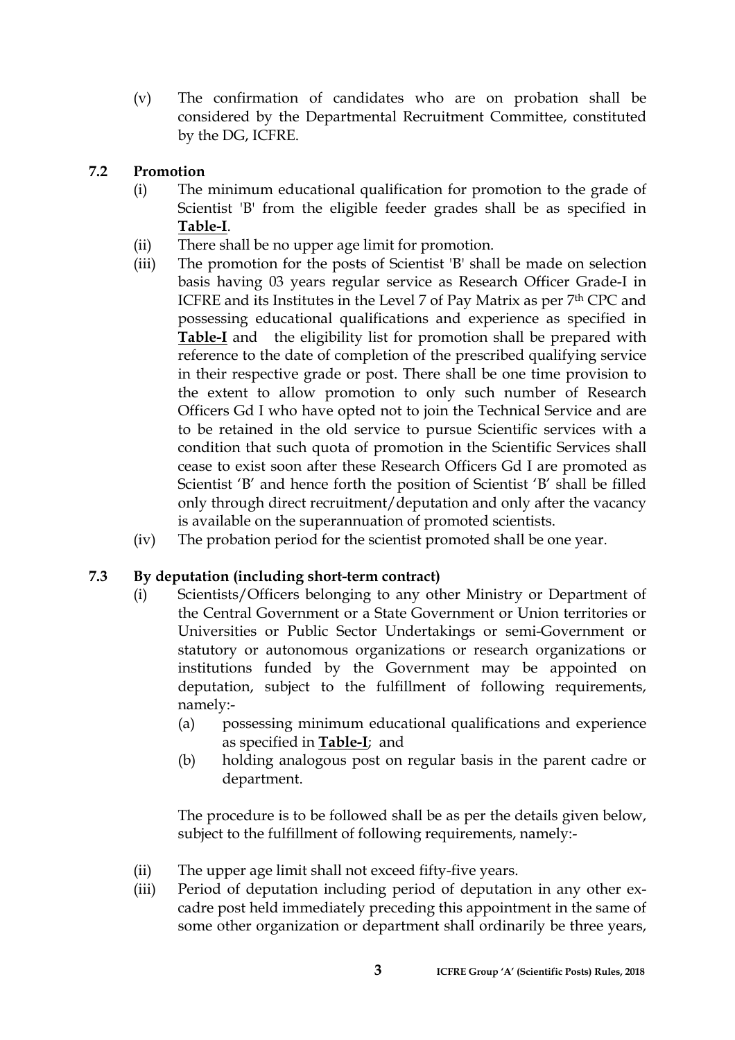(v) The confirmation of candidates who are on probation shall be considered by the Departmental Recruitment Committee, constituted by the DG, ICFRE.

**7.2 Promotion**

(i) The minimum educational qualification for promotion to the grade of Scientist 'B' from the eligible feeder grades shall be as specified in **Table-I**.

(ii) There shall be no upper age limit for promotion.

(iii) The promotion for the posts of Scientist 'B' shall be made on selection basis having 03 years regular service as Research Officer Grade-I in ICFRE and its Institutes in the Level 7 of Pay Matrix as per 7th CPC and possessing educational qualifications and experience as specified in **Table-I** and the eligibility list for promotion shall be prepared with reference to the date of completion of the prescribed qualifying service in their respective grade or post. There shall be one time provision to the extent to allow promotion to only such number of Research Officers Gd I who have opted not to join the Technical Service and are to be retained in the old service to pursue Scientific services with a condition that such quota of promotion in the Scientific Services shall cease to exist soon after these Research Officers Gd I are promoted as Scientist 'B' and hence forth the position of Scientist 'B' shall be filled only through direct recruitment/deputation and only after the vacancy is available on the superannuation of promoted scientists.

(iv) The probation period for the scientist promoted shall be one year.

**7.3 By deputation (including short-term contract)**

(i) Scientists/Officers belonging to any other Ministry or Department of the Central Government or a State Government or Union territories or Universities or Public Sector Undertakings or semi-Government or statutory or autonomous organizations or research organizations or institutions funded by the Government may be appointed on deputation, subject to the fulfillment of following requirements, namely:-

(a) possessing minimum educational qualifications and experience as specified in **Table-I**; and

(b) holding analogous post on regular basis in the parent cadre or department.

The procedure is to be followed shall be as per the details given below, subject to the fulfillment of following requirements, namely:-

(ii) The upper age limit shall not exceed fifty-five years.

(iii) Period of deputation including period of deputation in any other ex-cadre post held immediately preceding this appointment in the same of some other organization or department shall ordinarily be three years,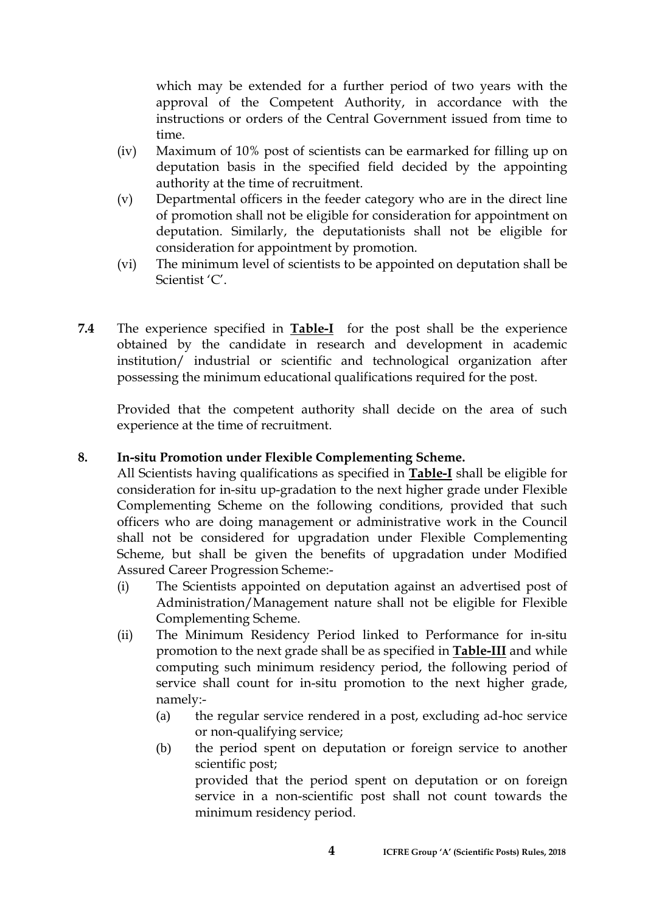which may be extended for a further period of two years with the approval of the Competent Authority, in accordance with the instructions or orders of the Central Government issued from time to time.

(iv) Maximum of 10% post of scientists can be earmarked for filling up on deputation basis in the specified field decided by the appointing authority at the time of recruitment.

(v) Departmental officers in the feeder category who are in the direct line of promotion shall not be eligible for consideration for appointment on deputation. Similarly, the deputationists shall not be eligible for consideration for appointment by promotion.

(vi) The minimum level of scientists to be appointed on deputation shall be Scientist 'C'.

**7.4** The experience specified in **Table-I** for the post shall be the experience obtained by the candidate in research and development in academic institution/ industrial or scientific and technological organization after possessing the minimum educational qualifications required for the post.

Provided that the competent authority shall decide on the area of such experience at the time of recruitment.

**8. In-situ Promotion under Flexible Complementing Scheme.**

All Scientists having qualifications as specified in **Table-I** shall be eligible for consideration for in-situ up-gradation to the next higher grade under Flexible Complementing Scheme on the following conditions, provided that such officers who are doing management or administrative work in the Council shall not be considered for upgradation under Flexible Complementing Scheme, but shall be given the benefits of upgradation under Modified Assured Career Progression Scheme:-

(i) The Scientists appointed on deputation against an advertised post of Administration/Management nature shall not be eligible for Flexible Complementing Scheme.

(ii) The Minimum Residency Period linked to Performance for in-situ promotion to the next grade shall be as specified in **Table-III** and while computing such minimum residency period, the following period of service shall count for in-situ promotion to the next higher grade, namely:-

(a) the regular service rendered in a post, excluding ad-hoc service or non-qualifying service;

(b) the period spent on deputation or foreign service to another scientific post;
provided that the period spent on deputation or on foreign service in a non-scientific post shall not count towards the minimum residency period.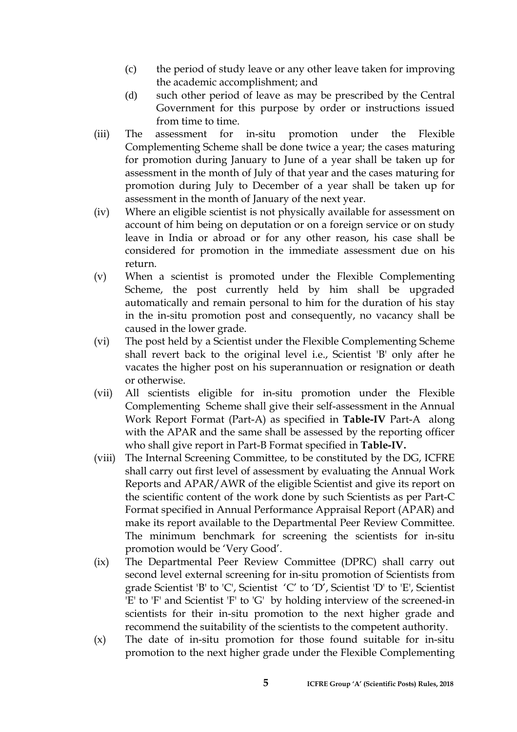(c) the period of study leave or any other leave taken for improving the academic accomplishment; and

(d) such other period of leave as may be prescribed by the Central Government for this purpose by order or instructions issued from time to time.

(iii) The assessment for in-situ promotion under the Flexible Complementing Scheme shall be done twice a year; the cases maturing for promotion during January to June of a year shall be taken up for assessment in the month of July of that year and the cases maturing for promotion during July to December of a year shall be taken up for assessment in the month of January of the next year.

(iv) Where an eligible scientist is not physically available for assessment on account of him being on deputation or on a foreign service or on study leave in India or abroad or for any other reason, his case shall be considered for promotion in the immediate assessment due on his return.

(v) When a scientist is promoted under the Flexible Complementing Scheme, the post currently held by him shall be upgraded automatically and remain personal to him for the duration of his stay in the in-situ promotion post and consequently, no vacancy shall be caused in the lower grade.

(vi) The post held by a Scientist under the Flexible Complementing Scheme shall revert back to the original level i.e., Scientist 'B' only after he vacates the higher post on his superannuation or resignation or death or otherwise.

(vii) All scientists eligible for in-situ promotion under the Flexible Complementing Scheme shall give their self-assessment in the Annual Work Report Format (Part-A) as specified in **Table-IV** Part-A along with the APAR and the same shall be assessed by the reporting officer who shall give report in Part-B Format specified in **Table-IV.**

(viii) The Internal Screening Committee, to be constituted by the DG, ICFRE shall carry out first level of assessment by evaluating the Annual Work Reports and APAR/AWR of the eligible Scientist and give its report on the scientific content of the work done by such Scientists as per Part-C Format specified in Annual Performance Appraisal Report (APAR) and make its report available to the Departmental Peer Review Committee. The minimum benchmark for screening the scientists for in-situ promotion would be 'Very Good'.

(ix) The Departmental Peer Review Committee (DPRC) shall carry out second level external screening for in-situ promotion of Scientists from grade Scientist 'B' to 'C', Scientist 'C' to 'D', Scientist 'D' to 'E', Scientist 'E' to 'F' and Scientist 'F' to 'G' by holding interview of the screened-in scientists for their in-situ promotion to the next higher grade and recommend the suitability of the scientists to the competent authority.

(x) The date of in-situ promotion for those found suitable for in-situ promotion to the next higher grade under the Flexible Complementing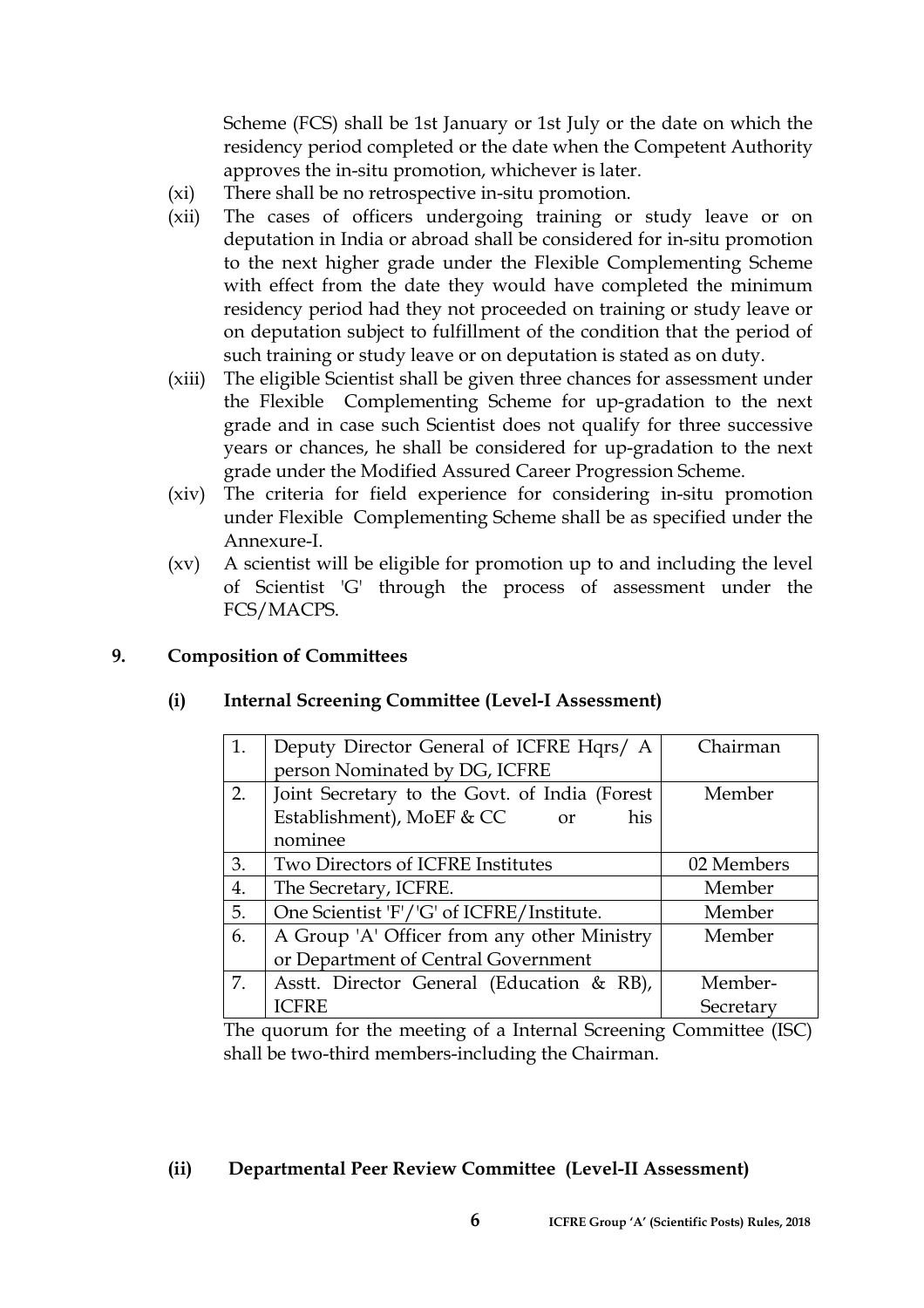Scheme (FCS) shall be 1st January or 1st July or the date on which the residency period completed or the date when the Competent Authority approves the in-situ promotion, whichever is later.

(xi) There shall be no retrospective in-situ promotion.

(xii) The cases of officers undergoing training or study leave or on deputation in India or abroad shall be considered for in-situ promotion to the next higher grade under the Flexible Complementing Scheme with effect from the date they would have completed the minimum residency period had they not proceeded on training or study leave or on deputation subject to fulfillment of the condition that the period of such training or study leave or on deputation is stated as on duty.

(xiii) The eligible Scientist shall be given three chances for assessment under the Flexible Complementing Scheme for up-gradation to the next grade and in case such Scientist does not qualify for three successive years or chances, he shall be considered for up-gradation to the next grade under the Modified Assured Career Progression Scheme.

(xiv) The criteria for field experience for considering in-situ promotion under Flexible Complementing Scheme shall be as specified under the Annexure-I.

(xv) A scientist will be eligible for promotion up to and including the level of Scientist 'G' through the process of assessment under the FCS/MACPS.

## 9. Composition of Committees

### (i) Internal Screening Committee (Level-I Assessment)

| | | |
|---|---|---|
| 1. | Deputy Director General of ICFRE Hqrs/ A person Nominated by DG, ICFRE | Chairman |
| 2. | Joint Secretary to the Govt. of India (Forest Establishment), MoEF & CC or his nominee | Member |
| 3. | Two Directors of ICFRE Institutes | 02 Members |
| 4. | The Secretary, ICFRE. | Member |
| 5. | One Scientist 'F'/'G' of ICFRE/Institute. | Member |
| 6. | A Group 'A' Officer from any other Ministry or Department of Central Government | Member |
| 7. | Asstt. Director General (Education & RB), ICFRE | Member-Secretary |

The quorum for the meeting of a Internal Screening Committee (ISC) shall be two-third members-including the Chairman.

### (ii) Departmental Peer Review Committee (Level-II Assessment)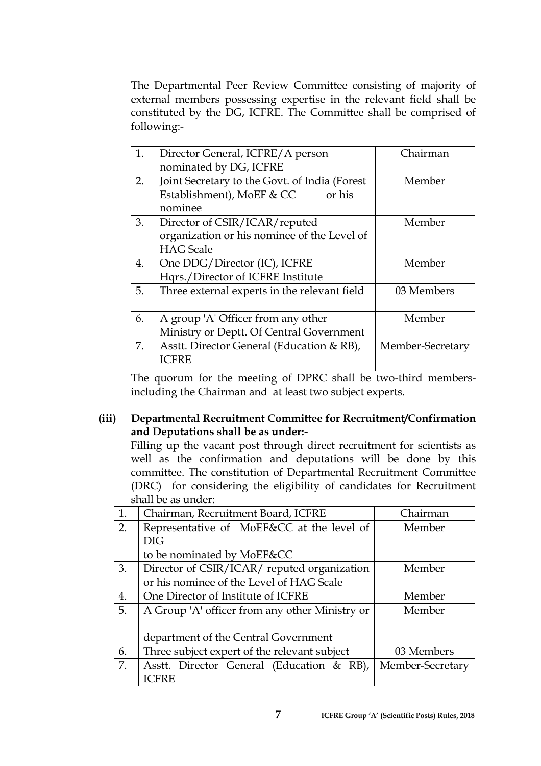The Departmental Peer Review Committee consisting of majority of external members possessing expertise in the relevant field shall be constituted by the DG, ICFRE. The Committee shall be comprised of following:-

| | | |
|---|---|---|
| 1. | Director General, ICFRE/A person nominated by DG, ICFRE | Chairman |
| 2. | Joint Secretary to the Govt. of India (Forest Establishment), MoEF & CC or his nominee | Member |
| 3. | Director of CSIR/ICAR/reputed organization or his nominee of the Level of HAG Scale | Member |
| 4. | One DDG/Director (IC), ICFRE Hqrs./Director of ICFRE Institute | Member |
| 5. | Three external experts in the relevant field | 03 Members |
| 6. | A group 'A' Officer from any other Ministry or Deptt. Of Central Government | Member |
| 7. | Asstt. Director General (Education & RB), ICFRE | Member-Secretary |

The quorum for the meeting of DPRC shall be two-third members-including the Chairman and at least two subject experts.

**(iii) Departmental Recruitment Committee for Recruitment/Confirmation and Deputations shall be as under:-**

Filling up the vacant post through direct recruitment for scientists as well as the confirmation and deputations will be done by this committee. The constitution of Departmental Recruitment Committee (DRC) for considering the eligibility of candidates for Recruitment shall be as under:

| | | |
|---|---|---|
| 1. | Chairman, Recruitment Board, ICFRE | Chairman |
| 2. | Representative of MoEF&CC at the level of DIG to be nominated by MoEF&CC | Member |
| 3. | Director of CSIR/ICAR/ reputed organization or his nominee of the Level of HAG Scale | Member |
| 4. | One Director of Institute of ICFRE | Member |
| 5. | A Group 'A' officer from any other Ministry or department of the Central Government | Member |
| 6. | Three subject expert of the relevant subject | 03 Members |
| 7. | Asstt. Director General (Education & RB), ICFRE | Member-Secretary |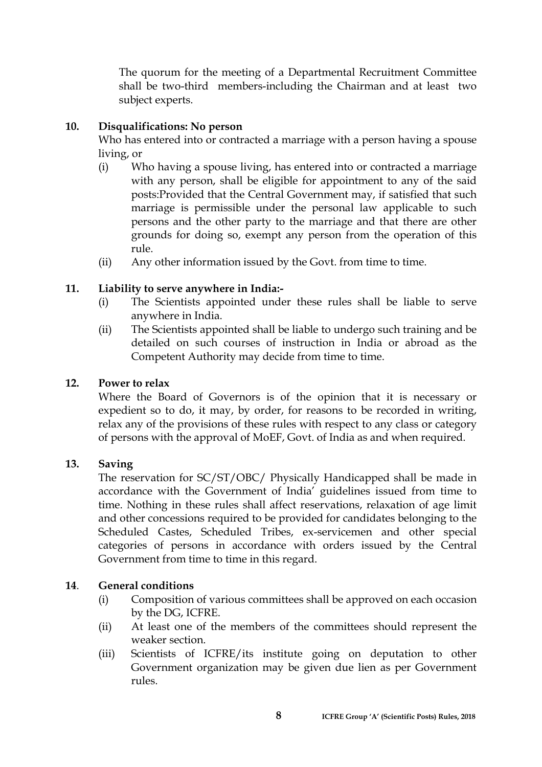The quorum for the meeting of a Departmental Recruitment Committee shall be two-third members-including the Chairman and at least two subject experts.

**10. Disqualifications: No person**

Who has entered into or contracted a marriage with a person having a spouse living, or

(i) Who having a spouse living, has entered into or contracted a marriage with any person, shall be eligible for appointment to any of the said posts:Provided that the Central Government may, if satisfied that such marriage is permissible under the personal law applicable to such persons and the other party to the marriage and that there are other grounds for doing so, exempt any person from the operation of this rule.

(ii) Any other information issued by the Govt. from time to time.

**11. Liability to serve anywhere in India:-**

(i) The Scientists appointed under these rules shall be liable to serve anywhere in India.

(ii) The Scientists appointed shall be liable to undergo such training and be detailed on such courses of instruction in India or abroad as the Competent Authority may decide from time to time.

**12. Power to relax**

Where the Board of Governors is of the opinion that it is necessary or expedient so to do, it may, by order, for reasons to be recorded in writing, relax any of the provisions of these rules with respect to any class or category of persons with the approval of MoEF, Govt. of India as and when required.

**13. Saving**

The reservation for SC/ST/OBC/ Physically Handicapped shall be made in accordance with the Government of India' guidelines issued from time to time. Nothing in these rules shall affect reservations, relaxation of age limit and other concessions required to be provided for candidates belonging to the Scheduled Castes, Scheduled Tribes, ex-servicemen and other special categories of persons in accordance with orders issued by the Central Government from time to time in this regard.

**14. General conditions**

(i) Composition of various committees shall be approved on each occasion by the DG, ICFRE.

(ii) At least one of the members of the committees should represent the weaker section.

(iii) Scientists of ICFRE/its institute going on deputation to other Government organization may be given due lien as per Government rules.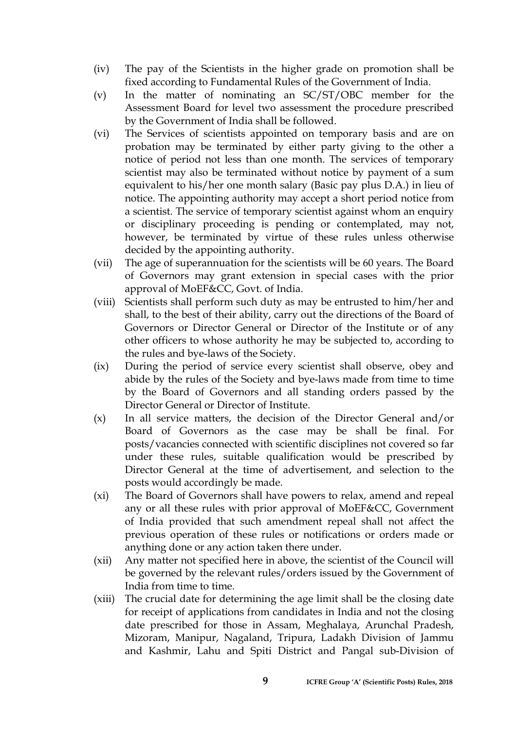(iv) The pay of the Scientists in the higher grade on promotion shall be fixed according to Fundamental Rules of the Government of India.

(v) In the matter of nominating an SC/ST/OBC member for the Assessment Board for level two assessment the procedure prescribed by the Government of India shall be followed.

(vi) The Services of scientists appointed on temporary basis and are on probation may be terminated by either party giving to the other a notice of period not less than one month. The services of temporary scientist may also be terminated without notice by payment of a sum equivalent to his/her one month salary (Basic pay plus D.A.) in lieu of notice. The appointing authority may accept a short period notice from a scientist. The service of temporary scientist against whom an enquiry or disciplinary proceeding is pending or contemplated, may not, however, be terminated by virtue of these rules unless otherwise decided by the appointing authority.

(vii) The age of superannuation for the scientists will be 60 years. The Board of Governors may grant extension in special cases with the prior approval of MoEF&CC, Govt. of India.

(viii) Scientists shall perform such duty as may be entrusted to him/her and shall, to the best of their ability, carry out the directions of the Board of Governors or Director General or Director of the Institute or of any other officers to whose authority he may be subjected to, according to the rules and bye-laws of the Society.

(ix) During the period of service every scientist shall observe, obey and abide by the rules of the Society and bye-laws made from time to time by the Board of Governors and all standing orders passed by the Director General or Director of Institute.

(x) In all service matters, the decision of the Director General and/or Board of Governors as the case may be shall be final. For posts/vacancies connected with scientific disciplines not covered so far under these rules, suitable qualification would be prescribed by Director General at the time of advertisement, and selection to the posts would accordingly be made.

(xi) The Board of Governors shall have powers to relax, amend and repeal any or all these rules with prior approval of MoEF&CC, Government of India provided that such amendment repeal shall not affect the previous operation of these rules or notifications or orders made or anything done or any action taken there under.

(xii) Any matter not specified here in above, the scientist of the Council will be governed by the relevant rules/orders issued by the Government of India from time to time.

(xiii) The crucial date for determining the age limit shall be the closing date for receipt of applications from candidates in India and not the closing date prescribed for those in Assam, Meghalaya, Arunchal Pradesh, Mizoram, Manipur, Nagaland, Tripura, Ladakh Division of Jammu and Kashmir, Lahu and Spiti District and Pangal sub-Division of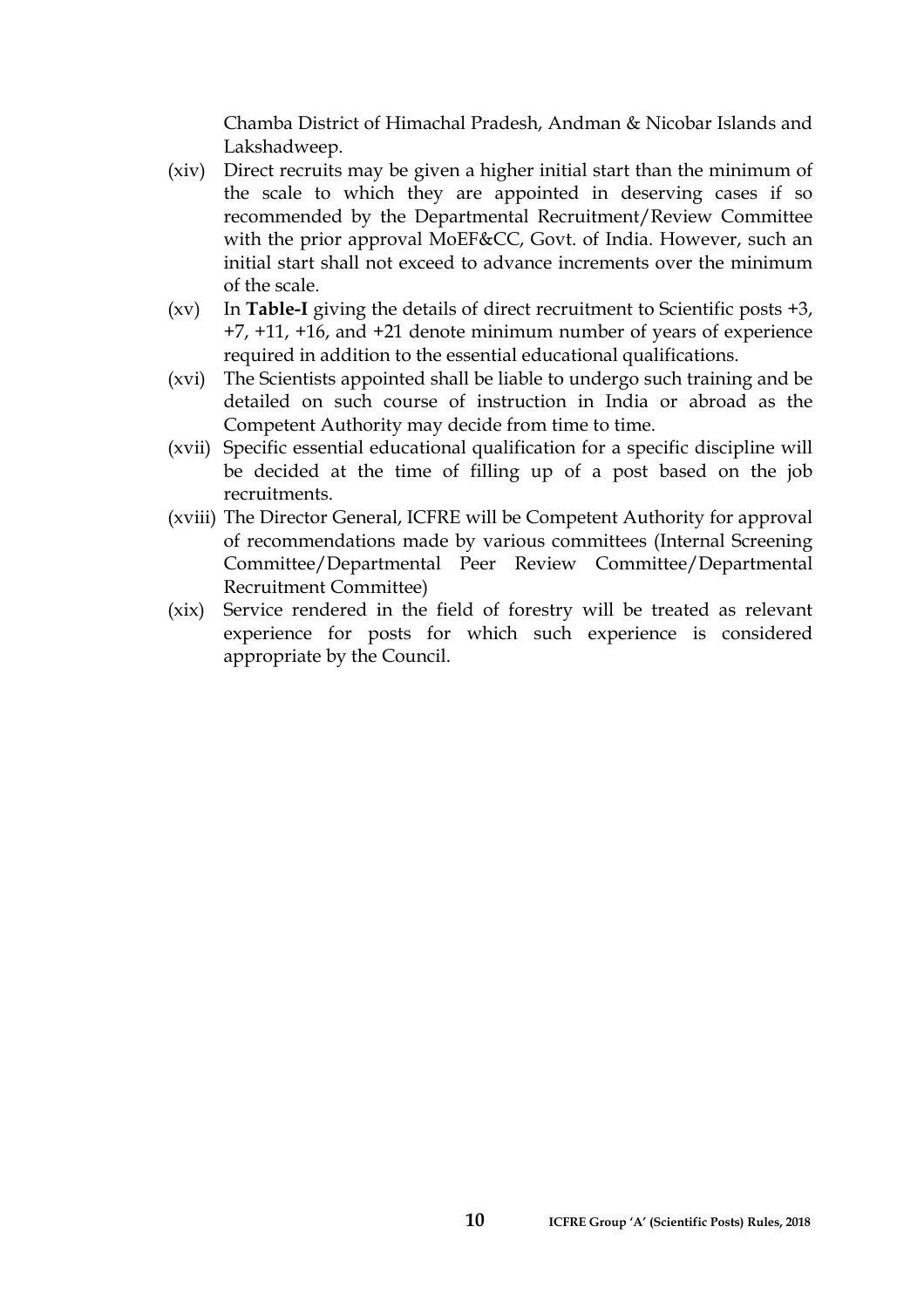Chamba District of Himachal Pradesh, Andman & Nicobar Islands and Lakshadweep.

(xiv) Direct recruits may be given a higher initial start than the minimum of the scale to which they are appointed in deserving cases if so recommended by the Departmental Recruitment/Review Committee with the prior approval MoEF&CC, Govt. of India. However, such an initial start shall not exceed to advance increments over the minimum of the scale.

(xv) In **Table-I** giving the details of direct recruitment to Scientific posts +3, +7, +11, +16, and +21 denote minimum number of years of experience required in addition to the essential educational qualifications.

(xvi) The Scientists appointed shall be liable to undergo such training and be detailed on such course of instruction in India or abroad as the Competent Authority may decide from time to time.

(xvii) Specific essential educational qualification for a specific discipline will be decided at the time of filling up of a post based on the job recruitments.

(xviii) The Director General, ICFRE will be Competent Authority for approval of recommendations made by various committees (Internal Screening Committee/Departmental Peer Review Committee/Departmental Recruitment Committee)

(xix) Service rendered in the field of forestry will be treated as relevant experience for posts for which such experience is considered appropriate by the Council.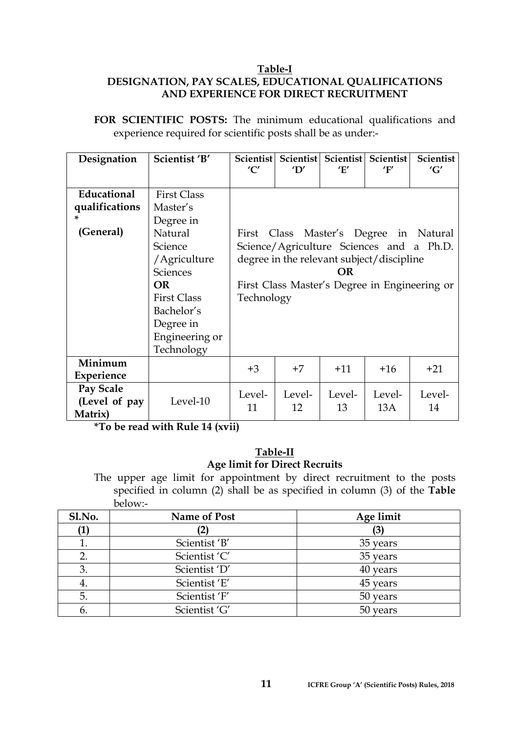## Table-I

### DESIGNATION, PAY SCALES, EDUCATIONAL QUALIFICATIONS AND EXPERIENCE FOR DIRECT RECRUITMENT

**FOR SCIENTIFIC POSTS:** The minimum educational qualifications and experience required for scientific posts shall be as under:-

| Designation | Scientist 'B' | Scientist 'C' | Scientist 'D' | Scientist 'E' | Scientist 'F' | Scientist 'G' |
|---|---|---|---|---|---|---|
| **Educational qualifications * (General)** | First Class Master's Degree in Natural Science /Agriculture Sciences **OR** First Class Bachelor's Degree in Engineering or Technology | First Class Master's Degree in Natural Science/Agriculture Sciences and a Ph.D. degree in the relevant subject/discipline **OR** First Class Master's Degree in Engineering or Technology | | | | |
| **Minimum Experience** | | +3 | +7 | +11 | +16 | +21 |
| **Pay Scale (Level of pay Matrix)** | Level-10 | Level-11 | Level-12 | Level-13 | Level-13A | Level-14 |

***To be read with Rule 14 (xvii)**

## Table-II

### Age limit for Direct Recruits

The upper age limit for appointment by direct recruitment to the posts specified in column (2) shall be as specified in column (3) of the **Table** below:-

| Sl.No. | Name of Post | Age limit |
|---|---|---|
| **(1)** | **(2)** | **(3)** |
| 1. | Scientist 'B' | 35 years |
| 2. | Scientist 'C' | 35 years |
| 3. | Scientist 'D' | 40 years |
| 4. | Scientist 'E' | 45 years |
| 5. | Scientist 'F' | 50 years |
| 6. | Scientist 'G' | 50 years |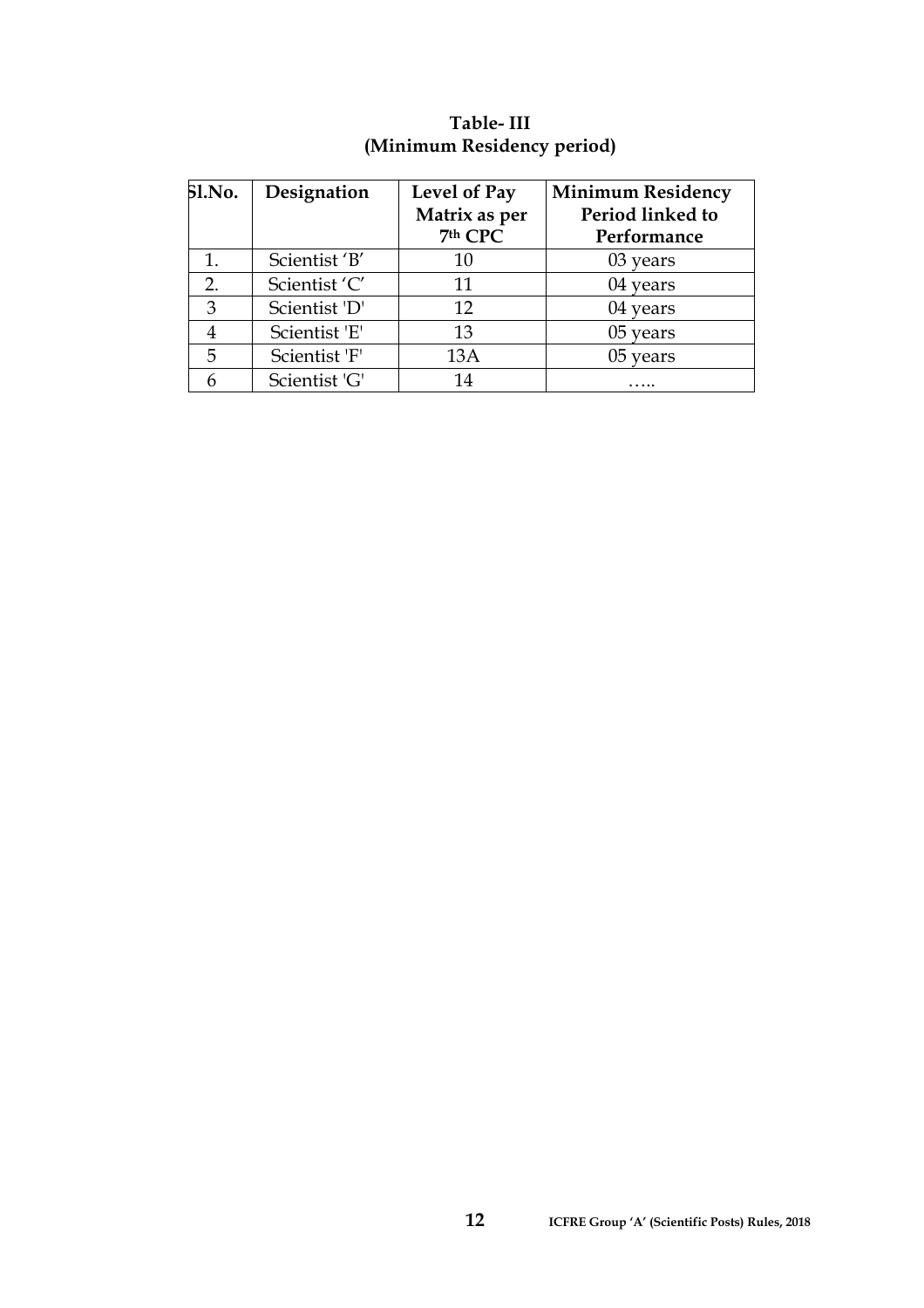**Table- III**
**(Minimum Residency period)**

| Sl.No. | Designation | Level of Pay Matrix as per 7th CPC | Minimum Residency Period linked to Performance |
|---|---|---|---|
| 1. | Scientist 'B' | 10 | 03 years |
| 2. | Scientist 'C' | 11 | 04 years |
| 3 | Scientist 'D' | 12 | 04 years |
| 4 | Scientist 'E' | 13 | 05 years |
| 5 | Scientist 'F' | 13A | 05 years |
| 6 | Scientist 'G' | 14 | ….. |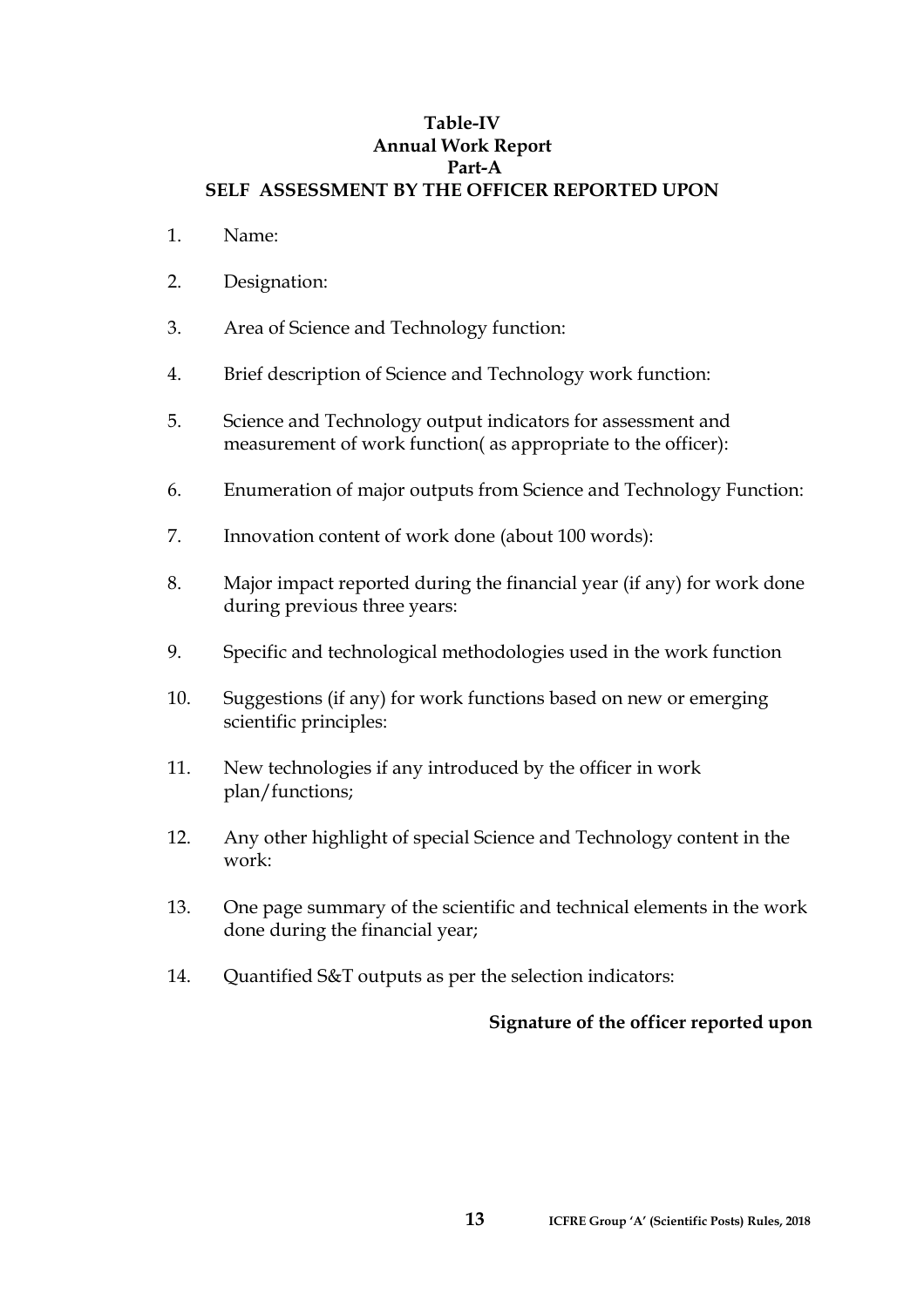**Table-IV**
**Annual Work Report**
**Part-A**
**SELF ASSESSMENT BY THE OFFICER REPORTED UPON**

1. Name:

2. Designation:

3. Area of Science and Technology function:

4. Brief description of Science and Technology work function:

5. Science and Technology output indicators for assessment and measurement of work function( as appropriate to the officer):

6. Enumeration of major outputs from Science and Technology Function:

7. Innovation content of work done (about 100 words):

8. Major impact reported during the financial year (if any) for work done during previous three years:

9. Specific and technological methodologies used in the work function

10. Suggestions (if any) for work functions based on new or emerging scientific principles:

11. New technologies if any introduced by the officer in work plan/functions;

12. Any other highlight of special Science and Technology content in the work:

13. One page summary of the scientific and technical elements in the work done during the financial year;

14. Quantified S&T outputs as per the selection indicators:

**Signature of the officer reported upon**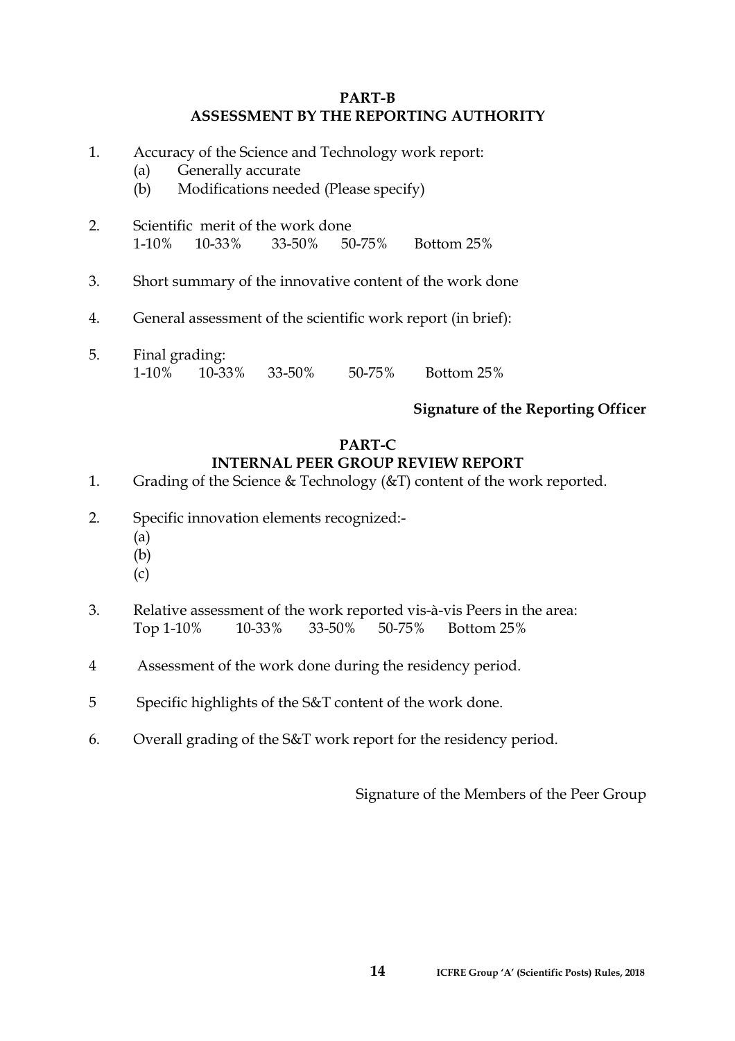## PART-B
## ASSESSMENT BY THE REPORTING AUTHORITY

1. Accuracy of the Science and Technology work report:
   (a) Generally accurate
   (b) Modifications needed (Please specify)

2. Scientific merit of the work done
   1-10%  10-33%  33-50%  50-75%  Bottom 25%

3. Short summary of the innovative content of the work done

4. General assessment of the scientific work report (in brief):

5. Final grading:
   1-10%  10-33%  33-50%  50-75%  Bottom 25%

**Signature of the Reporting Officer**

## PART-C
## INTERNAL PEER GROUP REVIEW REPORT

1. Grading of the Science & Technology (&T) content of the work reported.

2. Specific innovation elements recognized:-
   (a)
   (b)
   (c)

3. Relative assessment of the work reported vis-à-vis Peers in the area:
   Top 1-10%  10-33%  33-50%  50-75%  Bottom 25%

4. Assessment of the work done during the residency period.

5. Specific highlights of the S&T content of the work done.

6. Overall grading of the S&T work report for the residency period.

Signature of the Members of the Peer Group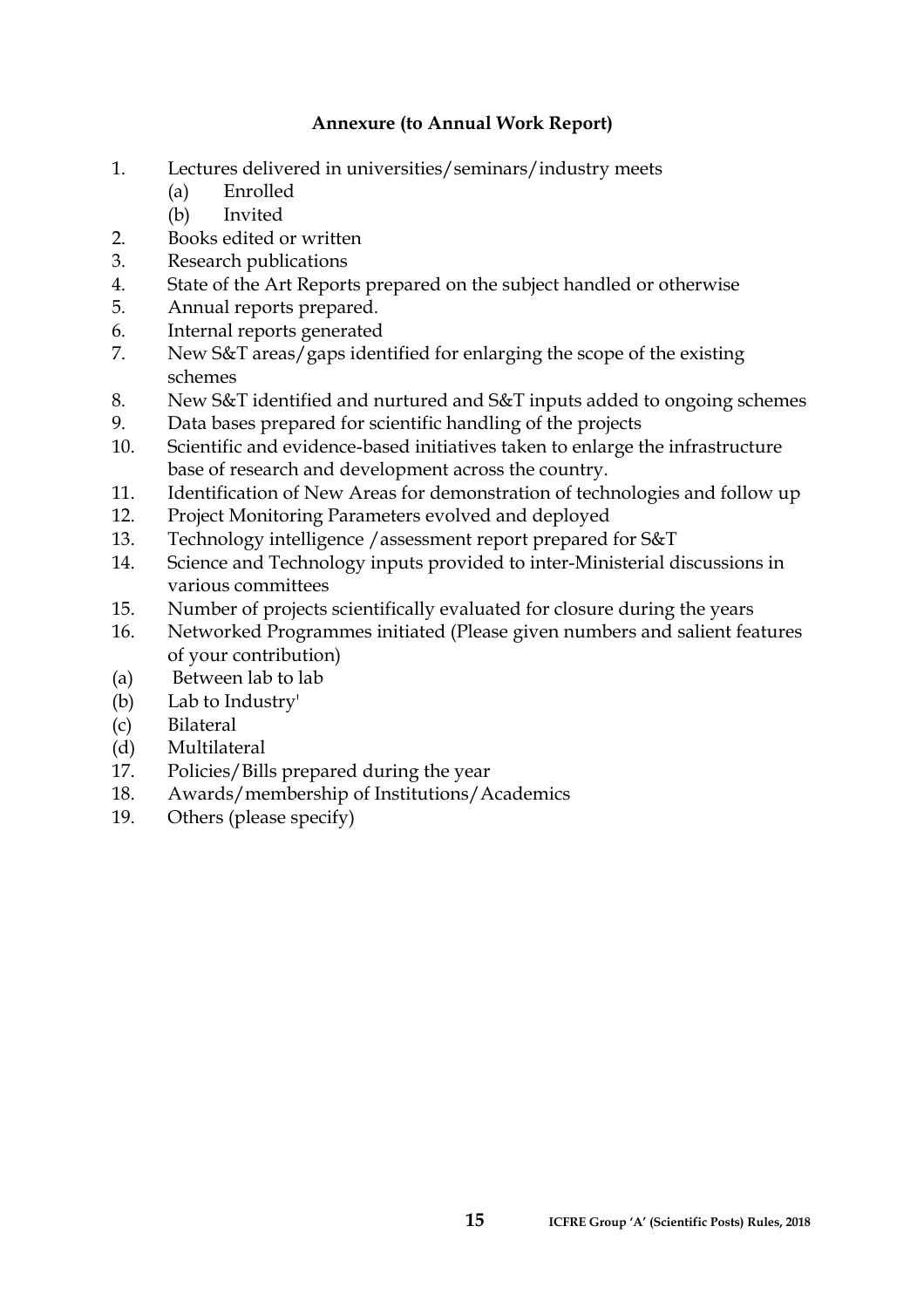**Annexure (to Annual Work Report)**

1. Lectures delivered in universities/seminars/industry meets
   (a) Enrolled
   (b) Invited
2. Books edited or written
3. Research publications
4. State of the Art Reports prepared on the subject handled or otherwise
5. Annual reports prepared.
6. Internal reports generated
7. New S&T areas/gaps identified for enlarging the scope of the existing schemes
8. New S&T identified and nurtured and S&T inputs added to ongoing schemes
9. Data bases prepared for scientific handling of the projects
10. Scientific and evidence-based initiatives taken to enlarge the infrastructure base of research and development across the country.
11. Identification of New Areas for demonstration of technologies and follow up
12. Project Monitoring Parameters evolved and deployed
13. Technology intelligence /assessment report prepared for S&T
14. Science and Technology inputs provided to inter-Ministerial discussions in various committees
15. Number of projects scientifically evaluated for closure during the years
16. Networked Programmes initiated (Please given numbers and salient features of your contribution)

(a) Between lab to lab
(b) Lab to Industry'
(c) Bilateral
(d) Multilateral

17. Policies/Bills prepared during the year
18. Awards/membership of Institutions/Academics
19. Others (please specify)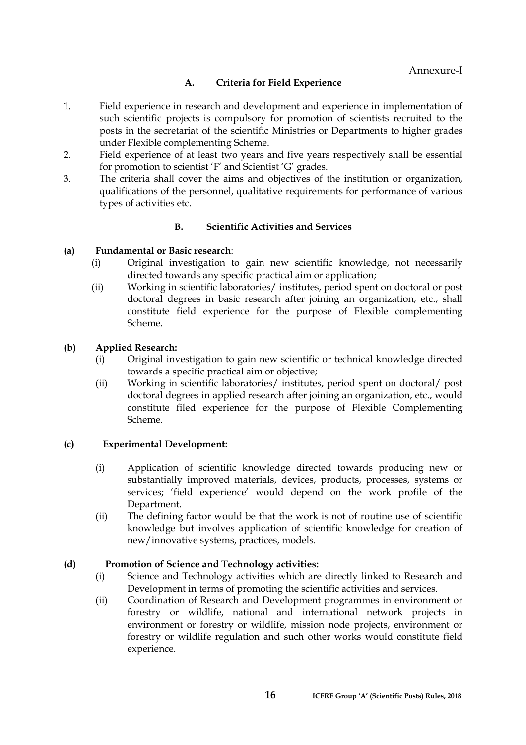Annexure-I

### A. Criteria for Field Experience

1. Field experience in research and development and experience in implementation of such scientific projects is compulsory for promotion of scientists recruited to the posts in the secretariat of the scientific Ministries or Departments to higher grades under Flexible complementing Scheme.
2. Field experience of at least two years and five years respectively shall be essential for promotion to scientist 'F' and Scientist 'G' grades.
3. The criteria shall cover the aims and objectives of the institution or organization, qualifications of the personnel, qualitative requirements for performance of various types of activities etc.

### B. Scientific Activities and Services

**(a) Fundamental or Basic research**:

(i) Original investigation to gain new scientific knowledge, not necessarily directed towards any specific practical aim or application;

(ii) Working in scientific laboratories/ institutes, period spent on doctoral or post doctoral degrees in basic research after joining an organization, etc., shall constitute field experience for the purpose of Flexible complementing Scheme.

**(b) Applied Research:**

(i) Original investigation to gain new scientific or technical knowledge directed towards a specific practical aim or objective;

(ii) Working in scientific laboratories/ institutes, period spent on doctoral/ post doctoral degrees in applied research after joining an organization, etc., would constitute filed experience for the purpose of Flexible Complementing Scheme.

**(c) Experimental Development:**

(i) Application of scientific knowledge directed towards producing new or substantially improved materials, devices, products, processes, systems or services; 'field experience' would depend on the work profile of the Department.

(ii) The defining factor would be that the work is not of routine use of scientific knowledge but involves application of scientific knowledge for creation of new/innovative systems, practices, models.

**(d) Promotion of Science and Technology activities:**

(i) Science and Technology activities which are directly linked to Research and Development in terms of promoting the scientific activities and services.

(ii) Coordination of Research and Development programmes in environment or forestry or wildlife, national and international network projects in environment or forestry or wildlife, mission node projects, environment or forestry or wildlife regulation and such other works would constitute field experience.